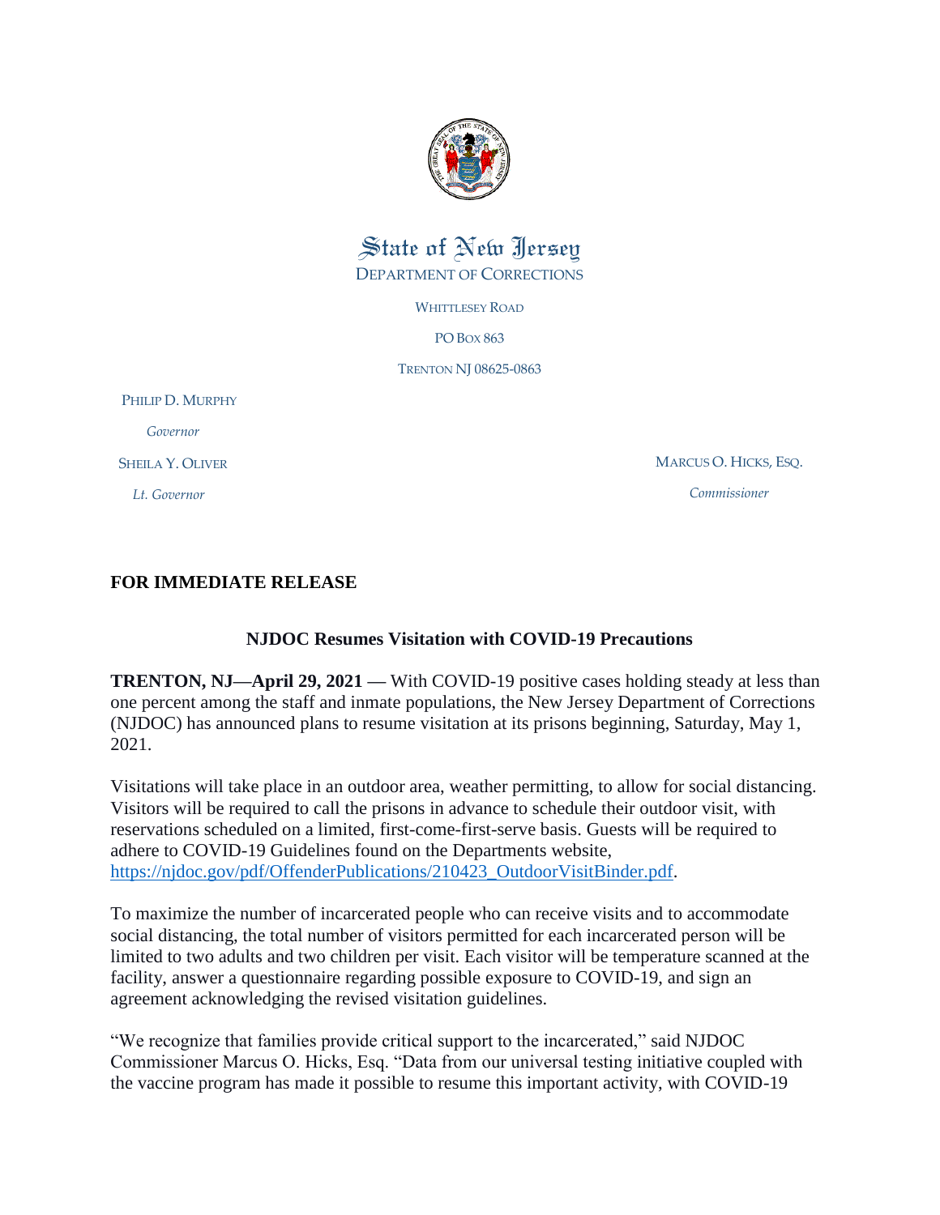State of New Jersey
DEPARTMENT OF CORRECTIONS

WHITTLESEY ROAD

PO BOX 863

TRENTON NJ 08625-0863

PHILIP D. MURPHY
*Governor*

SHEILA Y. OLIVER
*Lt. Governor*

MARCUS O. HICKS, ESQ.
*Commissioner*

**FOR IMMEDIATE RELEASE**

**NJDOC Resumes Visitation with COVID-19 Precautions**

**TRENTON, NJ—April 29, 2021 —** With COVID-19 positive cases holding steady at less than one percent among the staff and inmate populations, the New Jersey Department of Corrections (NJDOC) has announced plans to resume visitation at its prisons beginning, Saturday, May 1, 2021.

Visitations will take place in an outdoor area, weather permitting, to allow for social distancing. Visitors will be required to call the prisons in advance to schedule their outdoor visit, with reservations scheduled on a limited, first-come-first-serve basis. Guests will be required to adhere to COVID-19 Guidelines found on the Departments website, [https://njdoc.gov/pdf/OffenderPublications/210423_OutdoorVisitBinder.pdf](https://njdoc.gov/pdf/OffenderPublications/210423_OutdoorVisitBinder.pdf).

To maximize the number of incarcerated people who can receive visits and to accommodate social distancing, the total number of visitors permitted for each incarcerated person will be limited to two adults and two children per visit. Each visitor will be temperature scanned at the facility, answer a questionnaire regarding possible exposure to COVID-19, and sign an agreement acknowledging the revised visitation guidelines.

"We recognize that families provide critical support to the incarcerated," said NJDOC Commissioner Marcus O. Hicks, Esq. "Data from our universal testing initiative coupled with the vaccine program has made it possible to resume this important activity, with COVID-19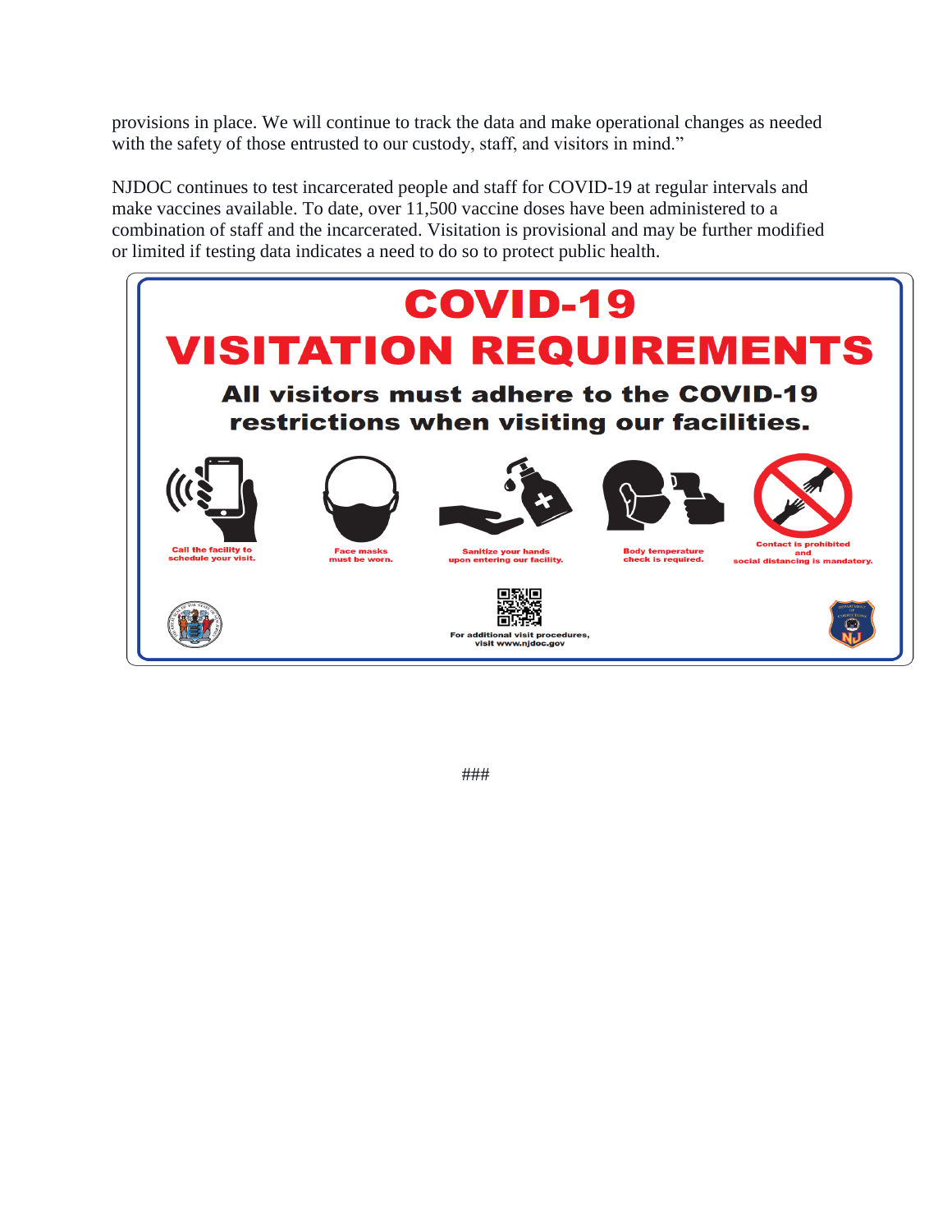provisions in place. We will continue to track the data and make operational changes as needed with the safety of those entrusted to our custody, staff, and visitors in mind."

NJDOC continues to test incarcerated people and staff for COVID-19 at regular intervals and make vaccines available. To date, over 11,500 vaccine doses have been administered to a combination of staff and the incarcerated. Visitation is provisional and may be further modified or limited if testing data indicates a need to do so to protect public health.

# COVID-19 VISITATION REQUIREMENTS

**All visitors must adhere to the COVID-19 restrictions when visiting our facilities.**

Call the facility to schedule your visit.

Face masks must be worn.

Sanitize your hands upon entering our facility.

Body temperature check is required.

Contact is prohibited and social distancing is mandatory.

For additional visit procedures, visit www.njdoc.gov

###